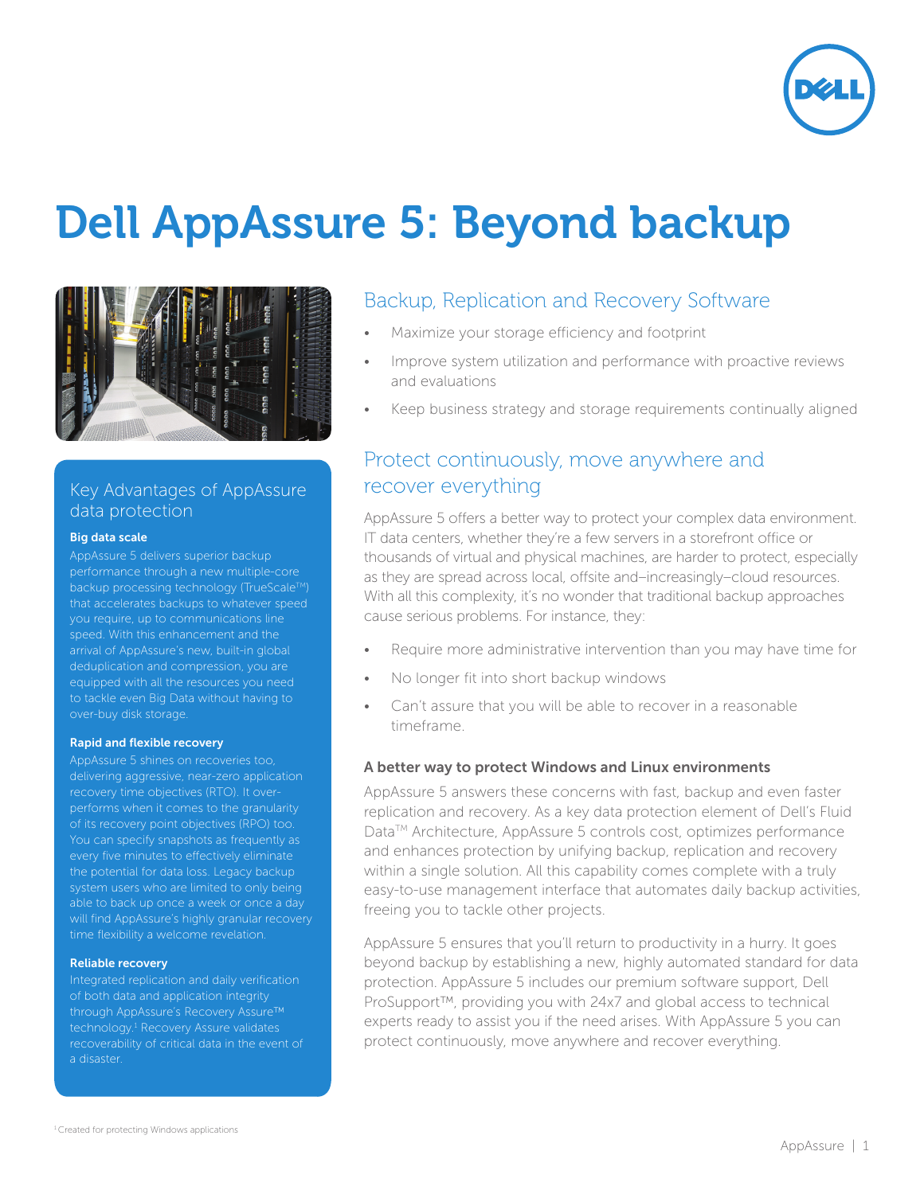# Dell AppAssure 5: Beyond backup

## Key Advantages of AppAssure data protection

**Big data scale**

AppAssure 5 delivers superior backup performance through a new multiple-core backup processing technology (TrueScale™) that accelerates backups to whatever speed you require, up to communications line speed. With this enhancement and the arrival of AppAssure's new, built-in global deduplication and compression, you are equipped with all the resources you need to tackle even Big Data without having to over-buy disk storage.

**Rapid and flexible recovery**

AppAssure 5 shines on recoveries too, delivering aggressive, near-zero application recovery time objectives (RTO). It over-performs when it comes to the granularity of its recovery point objectives (RPO) too. You can specify snapshots as frequently as every five minutes to effectively eliminate the potential for data loss. Legacy backup system users who are limited to only being able to back up once a week or once a day will find AppAssure's highly granular recovery time flexibility a welcome revelation.

**Reliable recovery**

Integrated replication and daily verification of both data and application integrity through AppAssure's Recovery Assure™ technology.[1] Recovery Assure validates recoverability of critical data in the event of a disaster.

## Backup, Replication and Recovery Software

- Maximize your storage efficiency and footprint
- Improve system utilization and performance with proactive reviews and evaluations
- Keep business strategy and storage requirements continually aligned

## Protect continuously, move anywhere and recover everything

AppAssure 5 offers a better way to protect your complex data environment. IT data centers, whether they're a few servers in a storefront office or thousands of virtual and physical machines, are harder to protect, especially as they are spread across local, offsite and–increasingly–cloud resources. With all this complexity, it's no wonder that traditional backup approaches cause serious problems. For instance, they:

- Require more administrative intervention than you may have time for
- No longer fit into short backup windows
- Can't assure that you will be able to recover in a reasonable timeframe.

### A better way to protect Windows and Linux environments

AppAssure 5 answers these concerns with fast, backup and even faster replication and recovery. As a key data protection element of Dell's Fluid Data™ Architecture, AppAssure 5 controls cost, optimizes performance and enhances protection by unifying backup, replication and recovery within a single solution. All this capability comes complete with a truly easy-to-use management interface that automates daily backup activities, freeing you to tackle other projects.

AppAssure 5 ensures that you'll return to productivity in a hurry. It goes beyond backup by establishing a new, highly automated standard for data protection. AppAssure 5 includes our premium software support, Dell ProSupport™, providing you with 24x7 and global access to technical experts ready to assist you if the need arises. With AppAssure 5 you can protect continuously, move anywhere and recover everything.

[1] Created for protecting Windows applications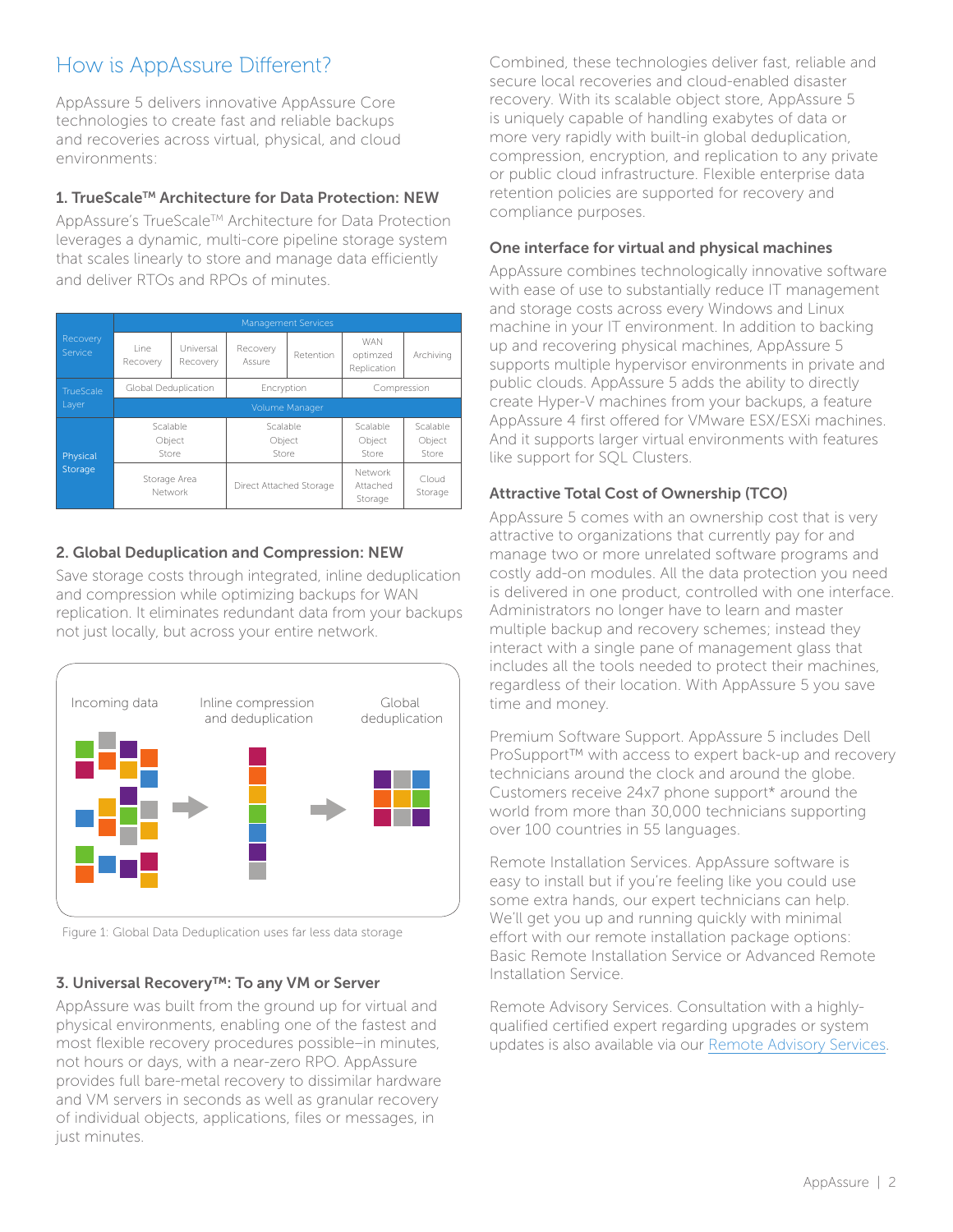## How is AppAssure Different?

AppAssure 5 delivers innovative AppAssure Core technologies to create fast and reliable backups and recoveries across virtual, physical, and cloud environments:

### 1. TrueScale™ Architecture for Data Protection: NEW

AppAssure's TrueScale™ Architecture for Data Protection leverages a dynamic, multi-core pipeline storage system that scales linearly to store and manage data efficiently and deliver RTOs and RPOs of minutes.

| | Management Services | | | | | |
|---|---|---|---|---|---|---|
| Recovery Service | Line Recovery | Universal Recovery | Recovery Assure | Retention | WAN optimzed Replication | Archiving |
| TrueScale Layer | Global Deduplication | | Encryption | | Compression | |
| | Volume Manager | | | | | |
| Physical Storage | Scalable Object Store | | Scalable Object Store | | Scalable Object Store | Scalable Object Store |
| | Storage Area Network | | Direct Attached Storage | | Network Attached Storage | Cloud Storage |

### 2. Global Deduplication and Compression: NEW

Save storage costs through integrated, inline deduplication and compression while optimizing backups for WAN replication. It eliminates redundant data from your backups not just locally, but across your entire network.

Incoming data → Inline compression and deduplication → Global deduplication

Figure 1: Global Data Deduplication uses far less data storage

### 3. Universal Recovery™: To any VM or Server

AppAssure was built from the ground up for virtual and physical environments, enabling one of the fastest and most flexible recovery procedures possible–in minutes, not hours or days, with a near-zero RPO. AppAssure provides full bare-metal recovery to dissimilar hardware and VM servers in seconds as well as granular recovery of individual objects, applications, files or messages, in just minutes.

Combined, these technologies deliver fast, reliable and secure local recoveries and cloud-enabled disaster recovery. With its scalable object store, AppAssure 5 is uniquely capable of handling exabytes of data or more very rapidly with built-in global deduplication, compression, encryption, and replication to any private or public cloud infrastructure. Flexible enterprise data retention policies are supported for recovery and compliance purposes.

### One interface for virtual and physical machines

AppAssure combines technologically innovative software with ease of use to substantially reduce IT management and storage costs across every Windows and Linux machine in your IT environment. In addition to backing up and recovering physical machines, AppAssure 5 supports multiple hypervisor environments in private and public clouds. AppAssure 5 adds the ability to directly create Hyper-V machines from your backups, a feature AppAssure 4 first offered for VMware ESX/ESXi machines. And it supports larger virtual environments with features like support for SQL Clusters.

### Attractive Total Cost of Ownership (TCO)

AppAssure 5 comes with an ownership cost that is very attractive to organizations that currently pay for and manage two or more unrelated software programs and costly add-on modules. All the data protection you need is delivered in one product, controlled with one interface. Administrators no longer have to learn and master multiple backup and recovery schemes; instead they interact with a single pane of management glass that includes all the tools needed to protect their machines, regardless of their location. With AppAssure 5 you save time and money.

Premium Software Support. AppAssure 5 includes Dell ProSupport™ with access to expert back-up and recovery technicians around the clock and around the globe. Customers receive 24x7 phone support* around the world from more than 30,000 technicians supporting over 100 countries in 55 languages.

Remote Installation Services. AppAssure software is easy to install but if you're feeling like you could use some extra hands, our expert technicians can help. We'll get you up and running quickly with minimal effort with our remote installation package options: Basic Remote Installation Service or Advanced Remote Installation Service.

Remote Advisory Services. Consultation with a highly-qualified certified expert regarding upgrades or system updates is also available via our Remote Advisory Services.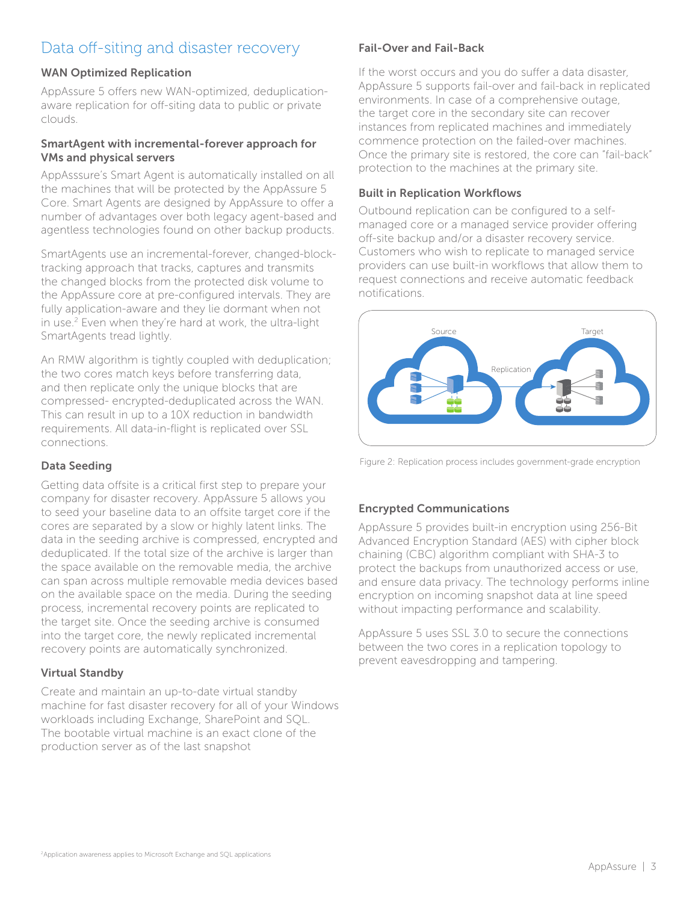## Data off-siting and disaster recovery

### WAN Optimized Replication

AppAssure 5 offers new WAN-optimized, deduplication-aware replication for off-siting data to public or private clouds.

### SmartAgent with incremental-forever approach for VMs and physical servers

AppAsssure's Smart Agent is automatically installed on all the machines that will be protected by the AppAssure 5 Core. Smart Agents are designed by AppAssure to offer a number of advantages over both legacy agent-based and agentless technologies found on other backup products.

SmartAgents use an incremental-forever, changed-block-tracking approach that tracks, captures and transmits the changed blocks from the protected disk volume to the AppAssure core at pre-configured intervals. They are fully application-aware and they lie dormant when not in use.[2] Even when they're hard at work, the ultra-light SmartAgents tread lightly.

An RMW algorithm is tightly coupled with deduplication; the two cores match keys before transferring data, and then replicate only the unique blocks that are compressed- encrypted-deduplicated across the WAN. This can result in up to a 10X reduction in bandwidth requirements. All data-in-flight is replicated over SSL connections.

### Data Seeding

Getting data offsite is a critical first step to prepare your company for disaster recovery. AppAssure 5 allows you to seed your baseline data to an offsite target core if the cores are separated by a slow or highly latent links. The data in the seeding archive is compressed, encrypted and deduplicated. If the total size of the archive is larger than the space available on the removable media, the archive can span across multiple removable media devices based on the available space on the media. During the seeding process, incremental recovery points are replicated to the target site. Once the seeding archive is consumed into the target core, the newly replicated incremental recovery points are automatically synchronized.

### Virtual Standby

Create and maintain an up-to-date virtual standby machine for fast disaster recovery for all of your Windows workloads including Exchange, SharePoint and SQL. The bootable virtual machine is an exact clone of the production server as of the last snapshot

### Fail-Over and Fail-Back

If the worst occurs and you do suffer a data disaster, AppAssure 5 supports fail-over and fail-back in replicated environments. In case of a comprehensive outage, the target core in the secondary site can recover instances from replicated machines and immediately commence protection on the failed-over machines. Once the primary site is restored, the core can "fail-back" protection to the machines at the primary site.

### Built in Replication Workflows

Outbound replication can be configured to a self-managed core or a managed service provider offering off-site backup and/or a disaster recovery service. Customers who wish to replicate to managed service providers can use built-in workflows that allow them to request connections and receive automatic feedback notifications.

Figure 2: Replication process includes government-grade encryption

### Encrypted Communications

AppAssure 5 provides built-in encryption using 256-Bit Advanced Encryption Standard (AES) with cipher block chaining (CBC) algorithm compliant with SHA-3 to protect the backups from unauthorized access or use, and ensure data privacy. The technology performs inline encryption on incoming snapshot data at line speed without impacting performance and scalability.

AppAssure 5 uses SSL 3.0 to secure the connections between the two cores in a replication topology to prevent eavesdropping and tampering.

[2] Application awareness applies to Microsoft Exchange and SQL applications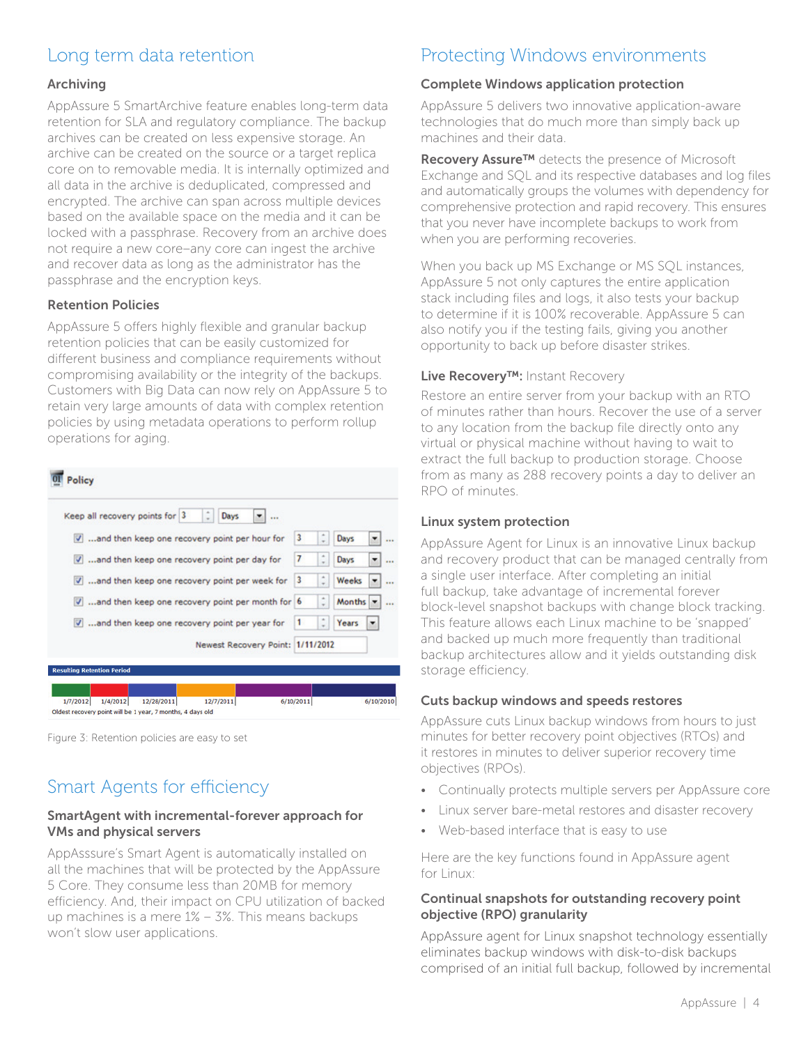## Long term data retention

### Archiving

AppAssure 5 SmartArchive feature enables long-term data retention for SLA and regulatory compliance. The backup archives can be created on less expensive storage. An archive can be created on the source or a target replica core on to removable media. It is internally optimized and all data in the archive is deduplicated, compressed and encrypted. The archive can span across multiple devices based on the available space on the media and it can be locked with a passphrase. Recovery from an archive does not require a new core–any core can ingest the archive and recover data as long as the administrator has the passphrase and the encryption keys.

### Retention Policies

AppAssure 5 offers highly flexible and granular backup retention policies that can be easily customized for different business and compliance requirements without compromising availability or the integrity of the backups. Customers with Big Data can now rely on AppAssure 5 to retain very large amounts of data with complex retention policies by using metadata operations to perform rollup operations for aging.

Figure 3: Retention policies are easy to set

## Smart Agents for efficiency

### SmartAgent with incremental-forever approach for VMs and physical servers

AppAsssure's Smart Agent is automatically installed on all the machines that will be protected by the AppAssure 5 Core. They consume less than 20MB for memory efficiency. And, their impact on CPU utilization of backed up machines is a mere 1% – 3%. This means backups won't slow user applications.

## Protecting Windows environments

### Complete Windows application protection

AppAssure 5 delivers two innovative application-aware technologies that do much more than simply back up machines and their data.

**Recovery Assure™** detects the presence of Microsoft Exchange and SQL and its respective databases and log files and automatically groups the volumes with dependency for comprehensive protection and rapid recovery. This ensures that you never have incomplete backups to work from when you are performing recoveries.

When you back up MS Exchange or MS SQL instances, AppAssure 5 not only captures the entire application stack including files and logs, it also tests your backup to determine if it is 100% recoverable. AppAssure 5 can also notify you if the testing fails, giving you another opportunity to back up before disaster strikes.

**Live Recovery™:** Instant Recovery

Restore an entire server from your backup with an RTO of minutes rather than hours. Recover the use of a server to any location from the backup file directly onto any virtual or physical machine without having to wait to extract the full backup to production storage. Choose from as many as 288 recovery points a day to deliver an RPO of minutes.

### Linux system protection

AppAssure Agent for Linux is an innovative Linux backup and recovery product that can be managed centrally from a single user interface. After completing an initial full backup, take advantage of incremental forever block-level snapshot backups with change block tracking. This feature allows each Linux machine to be 'snapped' and backed up much more frequently than traditional backup architectures allow and it yields outstanding disk storage efficiency.

### Cuts backup windows and speeds restores

AppAssure cuts Linux backup windows from hours to just minutes for better recovery point objectives (RTOs) and it restores in minutes to deliver superior recovery time objectives (RPOs).

- Continually protects multiple servers per AppAssure core
- Linux server bare-metal restores and disaster recovery
- Web-based interface that is easy to use

Here are the key functions found in AppAssure agent for Linux:

### Continual snapshots for outstanding recovery point objective (RPO) granularity

AppAssure agent for Linux snapshot technology essentially eliminates backup windows with disk-to-disk backups comprised of an initial full backup, followed by incremental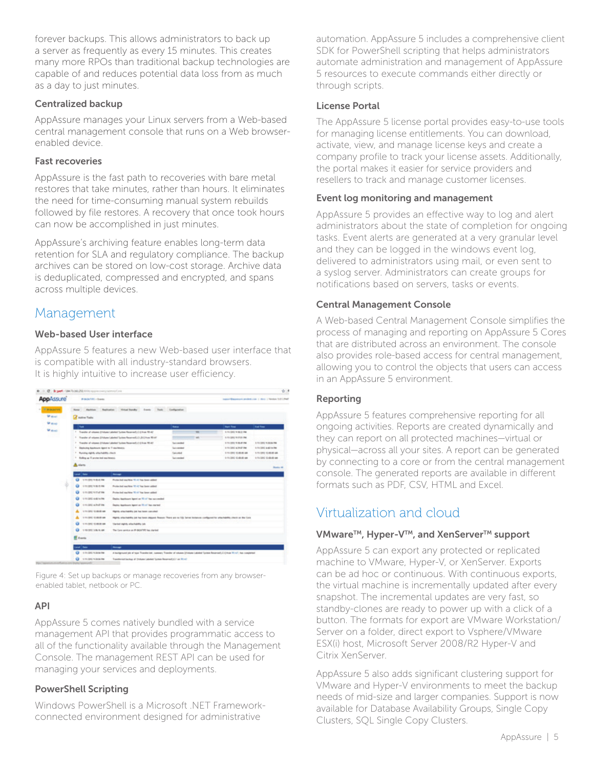forever backups. This allows administrators to back up a server as frequently as every 15 minutes. This creates many more RPOs than traditional backup technologies are capable of and reduces potential data loss from as much as a day to just minutes.

### Centralized backup

AppAssure manages your Linux servers from a Web-based central management console that runs on a Web browser-enabled device.

### Fast recoveries

AppAssure is the fast path to recoveries with bare metal restores that take minutes, rather than hours. It eliminates the need for time-consuming manual system rebuilds followed by file restores. A recovery that once took hours can now be accomplished in just minutes.

AppAssure's archiving feature enables long-term data retention for SLA and regulatory compliance. The backup archives can be stored on low-cost storage. Archive data is deduplicated, compressed and encrypted, and spans across multiple devices.

## Management

### Web-based User interface

AppAssure 5 features a new Web-based user interface that is compatible with all industry-standard browsers. It is highly intuitive to increase user efficiency.

Figure 4: Set up backups or manage recoveries from any browser-enabled tablet, netbook or PC.

### API

AppAssure 5 comes natively bundled with a service management API that provides programmatic access to all of the functionality available through the Management Console. The management REST API can be used for managing your services and deployments.

### PowerShell Scripting

Windows PowerShell is a Microsoft .NET Framework-connected environment designed for administrative automation. AppAssure 5 includes a comprehensive client SDK for PowerShell scripting that helps administrators automate administration and management of AppAssure 5 resources to execute commands either directly or through scripts.

### License Portal

The AppAssure 5 license portal provides easy-to-use tools for managing license entitlements. You can download, activate, view, and manage license keys and create a company profile to track your license assets. Additionally, the portal makes it easier for service providers and resellers to track and manage customer licenses.

### Event log monitoring and management

AppAssure 5 provides an effective way to log and alert administrators about the state of completion for ongoing tasks. Event alerts are generated at a very granular level and they can be logged in the windows event log, delivered to administrators using mail, or even sent to a syslog server. Administrators can create groups for notifications based on servers, tasks or events.

### Central Management Console

A Web-based Central Management Console simplifies the process of managing and reporting on AppAssure 5 Cores that are distributed across an environment. The console also provides role-based access for central management, allowing you to control the objects that users can access in an AppAssure 5 environment.

### Reporting

AppAssure 5 features comprehensive reporting for all ongoing activities. Reports are created dynamically and they can report on all protected machines—virtual or physical—across all your sites. A report can be generated by connecting to a core or from the central management console. The generated reports are available in different formats such as PDF, CSV, HTML and Excel.

## Virtualization and cloud

### VMware™, Hyper-V™, and XenServer™ support

AppAssure 5 can export any protected or replicated machine to VMware, Hyper-V, or XenServer. Exports can be ad hoc or continuous. With continuous exports, the virtual machine is incrementally updated after every snapshot. The incremental updates are very fast, so standby-clones are ready to power up with a click of a button. The formats for export are VMware Workstation/Server on a folder, direct export to Vsphere/VMware ESX(i) host, Microsoft Server 2008/R2 Hyper-V and Citrix XenServer.

AppAssure 5 also adds significant clustering support for VMware and Hyper-V environments to meet the backup needs of mid-size and larger companies. Support is now available for Database Availability Groups, Single Copy Clusters, SQL Single Copy Clusters.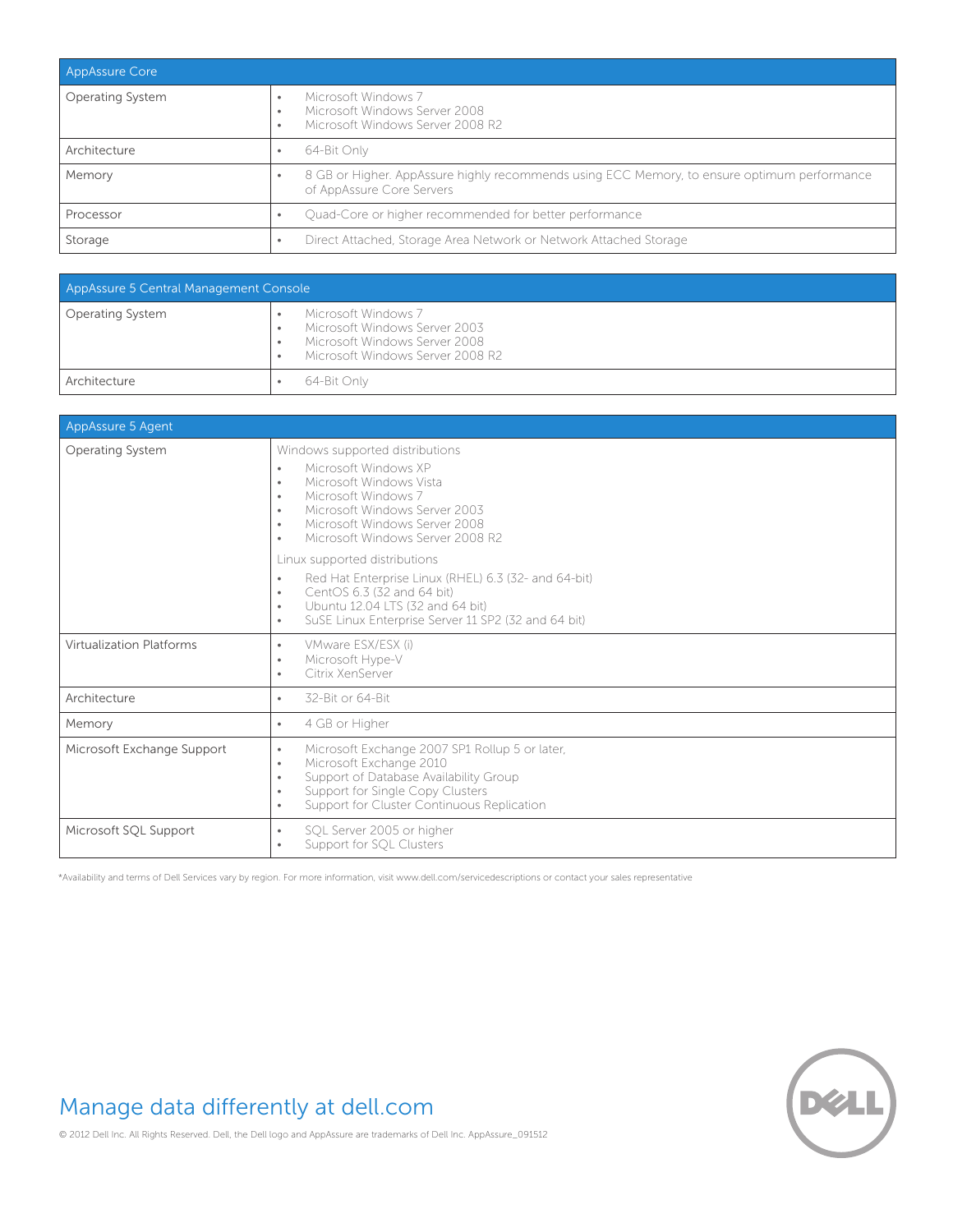| AppAssure Core | |
|---|---|
| Operating System | • Microsoft Windows 7<br>• Microsoft Windows Server 2008<br>• Microsoft Windows Server 2008 R2 |
| Architecture | • 64-Bit Only |
| Memory | • 8 GB or Higher. AppAssure highly recommends using ECC Memory, to ensure optimum performance of AppAssure Core Servers |
| Processor | • Quad-Core or higher recommended for better performance |
| Storage | • Direct Attached, Storage Area Network or Network Attached Storage |

| AppAssure 5 Central Management Console | |
|---|---|
| Operating System | • Microsoft Windows 7<br>• Microsoft Windows Server 2003<br>• Microsoft Windows Server 2008<br>• Microsoft Windows Server 2008 R2 |
| Architecture | • 64-Bit Only |

| AppAssure 5 Agent | |
|---|---|
| Operating System | Windows supported distributions<br>• Microsoft Windows XP<br>• Microsoft Windows Vista<br>• Microsoft Windows 7<br>• Microsoft Windows Server 2003<br>• Microsoft Windows Server 2008<br>• Microsoft Windows Server 2008 R2<br>Linux supported distributions<br>• Red Hat Enterprise Linux (RHEL) 6.3 (32- and 64-bit)<br>• CentOS 6.3 (32 and 64 bit)<br>• Ubuntu 12.04 LTS (32 and 64 bit)<br>• SuSE Linux Enterprise Server 11 SP2 (32 and 64 bit) |
| Virtualization Platforms | • VMware ESX/ESX (i)<br>• Microsoft Hype-V<br>• Citrix XenServer |
| Architecture | • 32-Bit or 64-Bit |
| Memory | • 4 GB or Higher |
| Microsoft Exchange Support | • Microsoft Exchange 2007 SP1 Rollup 5 or later,<br>• Microsoft Exchange 2010<br>• Support of Database Availability Group<br>• Support for Single Copy Clusters<br>• Support for Cluster Continuous Replication |
| Microsoft SQL Support | • SQL Server 2005 or higher<br>• Support for SQL Clusters |

*Availability and terms of Dell Services vary by region. For more information, visit www.dell.com/servicedescriptions or contact your sales representative

## Manage data differently at dell.com

© 2012 Dell Inc. All Rights Reserved. Dell, the Dell logo and AppAssure are trademarks of Dell Inc. AppAssure_091512